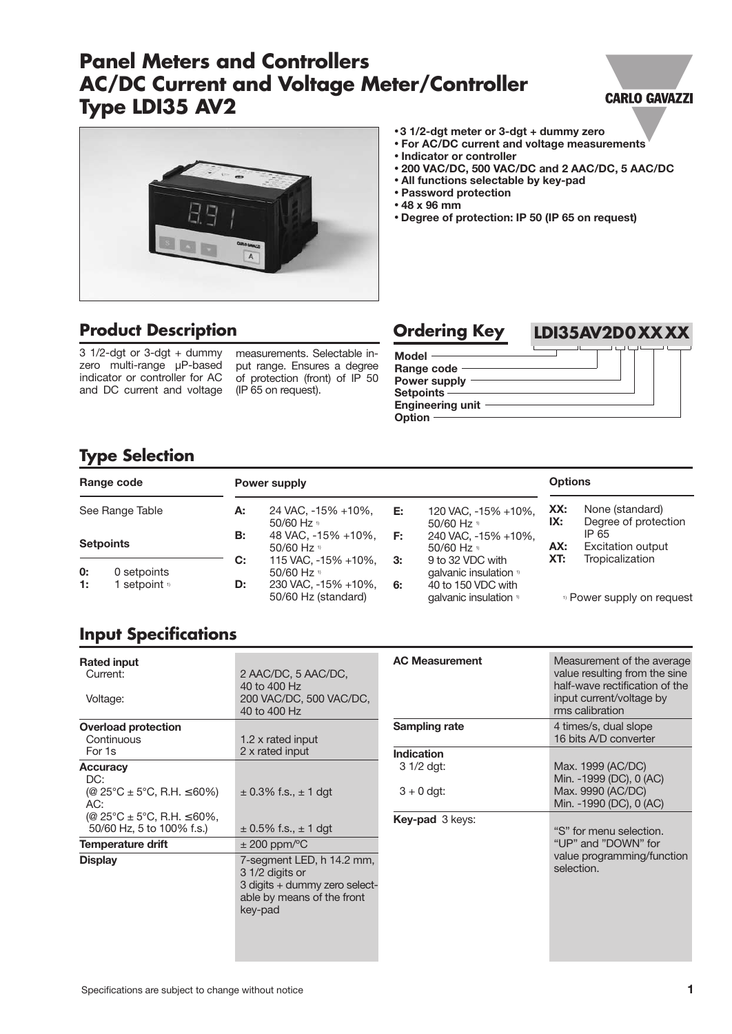# Panel Meters and Controllers
# AC/DC Current and Voltage Meter/Controller
# Type LDI35 AV2

- 3 1/2-dgt meter or 3-dgt + dummy zero
- For AC/DC current and voltage measurements
- Indicator or controller
- 200 VAC/DC, 500 VAC/DC and 2 AAC/DC, 5 AAC/DC
- All functions selectable by key-pad
- Password protection
- 48 x 96 mm
- Degree of protection: IP 50 (IP 65 on request)

## Product Description

3 1/2-dgt or 3-dgt + dummy zero multi-range µP-based indicator or controller for AC and DC current and voltage measurements. Selectable input range. Ensures a degree of protection (front) of IP 50 (IP 65 on request).

## Ordering Key

**LDI35AV2D0XXXX**

- Model
- Range code
- Power supply
- Setpoints
- Engineering unit
- Option

## Type Selection

**Range code**

See Range Table

**Setpoints**

| Code | Description |
|---|---|
| 0: | 0 setpoints |
| 1: | 1 setpoint [1] |

**Power supply**

| Code | Description |
|---|---|
| A: | 24 VAC, -15% +10%, 50/60 Hz [1] |
| B: | 48 VAC, -15% +10%, 50/60 Hz [1] |
| C: | 115 VAC, -15% +10%, 50/60 Hz [1] |
| D: | 230 VAC, -15% +10%, 50/60 Hz (standard) |
| E: | 120 VAC, -15% +10%, 50/60 Hz [1] |
| F: | 240 VAC, -15% +10%, 50/60 Hz [1] |
| 3: | 9 to 32 VDC with galvanic insulation [1] |
| 6: | 40 to 150 VDC with galvanic insulation [1] |

**Options**

| Code | Description |
|---|---|
| XX: | None (standard) |
| IX: | Degree of protection IP 65 |
| AX: | Excitation output |
| XT: | Tropicalization |

[1] Power supply on request

## Input Specifications

| | |
|---|---|
| **Rated input** | |
| Current: | 2 AAC/DC, 5 AAC/DC, 40 to 400 Hz |
| Voltage: | 200 VAC/DC, 500 VAC/DC, 40 to 400 Hz |
| **Overload protection** | |
| Continuous | 1.2 x rated input |
| For 1s | 2 x rated input |
| **Accuracy** | |
| DC: (@ 25°C ± 5°C, R.H. ≤60%) | ± 0.3% f.s., ± 1 dgt |
| AC: (@ 25°C ± 5°C, R.H. ≤60%, 50/60 Hz, 5 to 100% f.s.) | ± 0.5% f.s., ± 1 dgt |
| **Temperature drift** | ± 200 ppm/°C |
| **Display** | 7-segment LED, h 14.2 mm, 3 1/2 digits or 3 digits + dummy zero selectable by means of the front key-pad |
| **AC Measurement** | Measurement of the average value resulting from the sine half-wave rectification of the input current/voltage by rms calibration |
| **Sampling rate** | 4 times/s, dual slope 16 bits A/D converter |
| **Indication** | |
| 3 1/2 dgt: | Max. 1999 (AC/DC) Min. -1999 (DC), 0 (AC) |
| 3 + 0 dgt: | Max. 9990 (AC/DC) Min. -1990 (DC), 0 (AC) |
| **Key-pad** 3 keys: | "S" for menu selection. "UP" and "DOWN" for value programming/function selection. |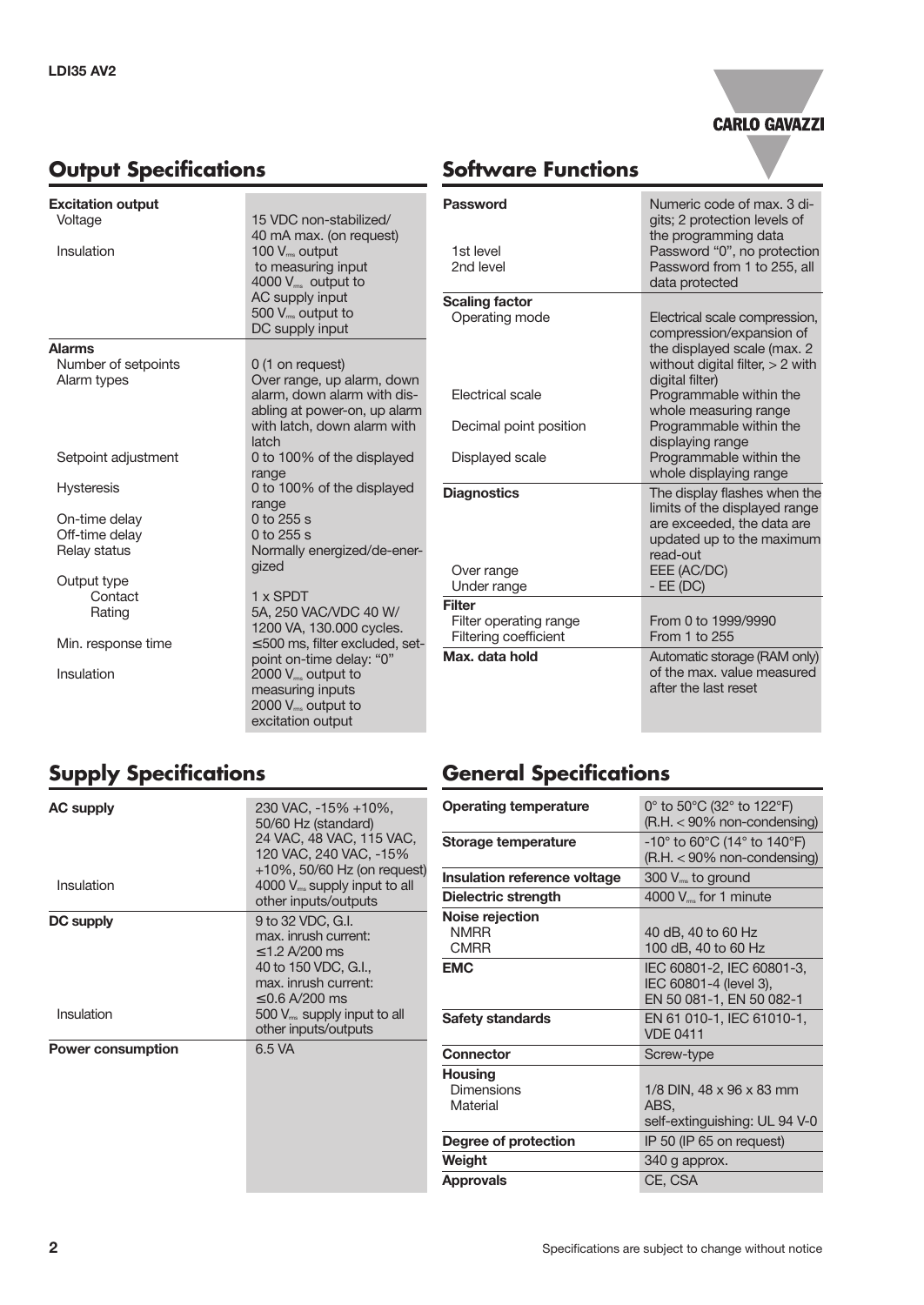## Output Specifications

| | |
|---|---|
| **Excitation output** | |
| Voltage | 15 VDC non-stabilized/ 40 mA max. (on request) |
| Insulation | 100 $V_{rms}$ output to measuring input<br>4000 $V_{rms}$ output to AC supply input<br>500 $V_{rms}$ output to DC supply input |
| **Alarms** | |
| Number of setpoints | 0 (1 on request) |
| Alarm types | Over range, up alarm, down alarm, down alarm with disabling at power-on, up alarm with latch, down alarm with latch |
| Setpoint adjustment | 0 to 100% of the displayed range |
| Hysteresis | 0 to 100% of the displayed range |
| On-time delay | 0 to 255 s |
| Off-time delay | 0 to 255 s |
| Relay status | Normally energized/de-energized |
| Output type | |
| Contact | 1 x SPDT |
| Rating | 5A, 250 VAC/VDC 40 W/ 1200 VA, 130.000 cycles. |
| Min. response time | ≤500 ms, filter excluded, setpoint on-time delay: "0" |
| Insulation | 2000 $V_{rms}$ output to measuring inputs<br>2000 $V_{rms}$ output to excitation output |

## Software Functions

| | |
|---|---|
| **Password** | Numeric code of max. 3 digits; 2 protection levels of the programming data |
| 1st level | Password "0", no protection |
| 2nd level | Password from 1 to 255, all data protected |
| **Scaling factor** | |
| Operating mode | Electrical scale compression, compression/expansion of the displayed scale (max. 2 without digital filter, > 2 with digital filter) |
| Electrical scale | Programmable within the whole measuring range |
| Decimal point position | Programmable within the displaying range |
| Displayed scale | Programmable within the whole displaying range |
| **Diagnostics** | The display flashes when the limits of the displayed range are exceeded, the data are updated up to the maximum read-out |
| Over range | EEE (AC/DC) |
| Under range | - EE (DC) |
| **Filter** | |
| Filter operating range | From 0 to 1999/9990 |
| Filtering coefficient | From 1 to 255 |
| **Max. data hold** | Automatic storage (RAM only) of the max. value measured after the last reset |

## Supply Specifications

| | |
|---|---|
| **AC supply** | 230 VAC, -15% +10%, 50/60 Hz (standard)<br>24 VAC, 48 VAC, 115 VAC, 120 VAC, 240 VAC, -15% +10%, 50/60 Hz (on request) |
| Insulation | 4000 $V_{rms}$ supply input to all other inputs/outputs |
| **DC supply** | 9 to 32 VDC, G.I. max. inrush current: ≤1.2 A/200 ms<br>40 to 150 VDC, G.I., max. inrush current: ≤0.6 A/200 ms |
| Insulation | 500 $V_{rms}$ supply input to all other inputs/outputs |
| **Power consumption** | 6.5 VA |

## General Specifications

| | |
|---|---|
| **Operating temperature** | 0° to 50°C (32° to 122°F) (R.H. < 90% non-condensing) |
| **Storage temperature** | -10° to 60°C (14° to 140°F) (R.H. < 90% non-condensing) |
| **Insulation reference voltage** | 300 $V_{rms}$ to ground |
| **Dielectric strength** | 4000 $V_{rms}$ for 1 minute |
| **Noise rejection** | |
| NMRR | 40 dB, 40 to 60 Hz |
| CMRR | 100 dB, 40 to 60 Hz |
| **EMC** | IEC 60801-2, IEC 60801-3, IEC 60801-4 (level 3), EN 50 081-1, EN 50 082-1 |
| **Safety standards** | EN 61 010-1, IEC 61010-1, VDE 0411 |
| **Connector** | Screw-type |
| **Housing** | |
| Dimensions | 1/8 DIN, 48 x 96 x 83 mm |
| Material | ABS, self-extinguishing: UL 94 V-0 |
| **Degree of protection** | IP 50 (IP 65 on request) |
| **Weight** | 340 g approx. |
| **Approvals** | CE, CSA |

Specifications are subject to change without notice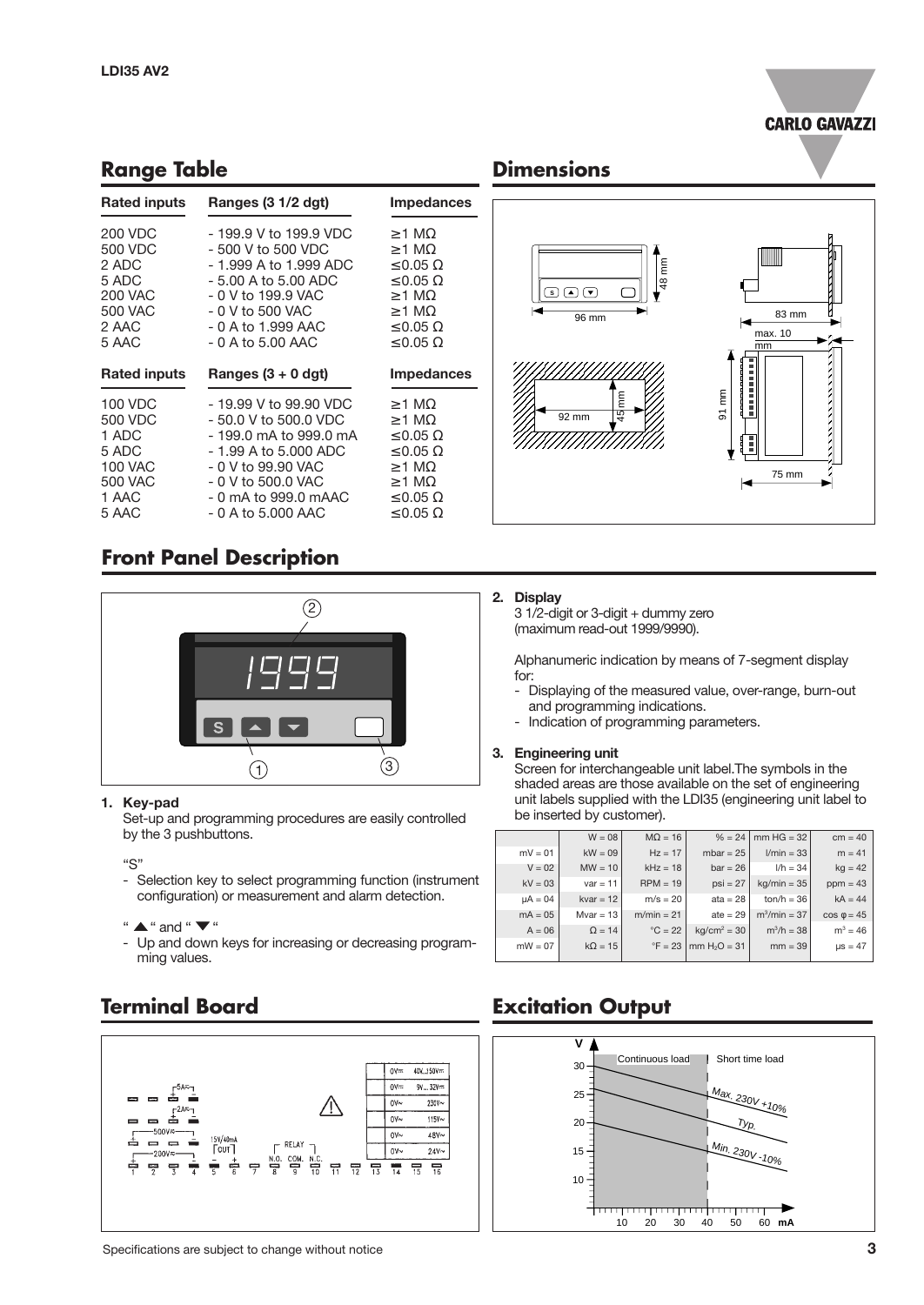## Range Table

| Rated inputs | Ranges (3 1/2 dgt) | Impedances |
|---|---|---|
| 200 VDC | - 199.9 V to 199.9 VDC | ≥1 MΩ |
| 500 VDC | - 500 V to 500 VDC | ≥1 MΩ |
| 2 ADC | - 1.999 A to 1.999 ADC | ≤0.05 Ω |
| 5 ADC | - 5.00 A to 5.00 ADC | ≤0.05 Ω |
| 200 VAC | - 0 V to 199.9 VAC | ≥1 MΩ |
| 500 VAC | - 0 V to 500 VAC | ≥1 MΩ |
| 2 AAC | - 0 A to 1.999 AAC | ≤0.05 Ω |
| 5 AAC | - 0 A to 5.00 AAC | ≤0.05 Ω |

| Rated inputs | Ranges (3 + 0 dgt) | Impedances |
|---|---|---|
| 100 VDC | - 19.99 V to 99.90 VDC | ≥1 MΩ |
| 500 VDC | - 50.0 V to 500.0 VDC | ≥1 MΩ |
| 1 ADC | - 199.0 mA to 999.0 mA | ≤0.05 Ω |
| 5 ADC | - 1.99 A to 5.000 ADC | ≤0.05 Ω |
| 100 VAC | - 0 V to 99.90 VAC | ≥1 MΩ |
| 500 VAC | - 0 V to 500.0 VAC | ≥1 MΩ |
| 1 AAC | - 0 mA to 999.0 mAAC | ≤0.05 Ω |
| 5 AAC | - 0 A to 5.000 AAC | ≤0.05 Ω |

## Dimensions

48 mm
96 mm
83 mm
max. 10 mm
92 mm
45 mm
91 mm
75 mm

## Front Panel Description

1999
S
1
2
3

1. **Key-pad**
   Set-up and programming procedures are easily controlled by the 3 pushbuttons.

   "S"
   - Selection key to select programming function (instrument configuration) or measurement and alarm detection.

   " ▲ " and " ▼ "
   - Up and down keys for increasing or decreasing programming values.

2. **Display**
   3 1/2-digit or 3-digit + dummy zero (maximum read-out 1999/9990).

   Alphanumeric indication by means of 7-segment display for:
   - Displaying of the measured value, over-range, burn-out and programming indications.
   - Indication of programming parameters.

3. **Engineering unit**
   Screen for interchangeable unit label.The symbols in the shaded areas are those available on the set of engineering unit labels supplied with the LDI35 (engineering unit label to be inserted by customer).

| | | | | | |
|---|---|---|---|---|---|
| | W = 08 | MΩ = 16 | % = 24 | mm HG = 32 | cm = 40 |
| mV = 01 | kW = 09 | Hz = 17 | mbar = 25 | l/min = 33 | m = 41 |
| V = 02 | MW = 10 | kHz = 18 | bar = 26 | l/h = 34 | kg = 42 |
| kV = 03 | var = 11 | RPM = 19 | psi = 27 | kg/min = 35 | ppm = 43 |
| μA = 04 | kvar = 12 | m/s = 20 | ata = 28 | ton/h = 36 | kA = 44 |
| mA = 05 | Mvar = 13 | m/min = 21 | ate = 29 | $m^3$/min = 37 | cos φ = 45 |
| A = 06 | Ω = 14 | °C = 22 | kg/$cm^2$ = 30 | $m^3$/h = 38 | $m^3$ = 46 |
| mW = 07 | kΩ = 15 | °F = 23 | mm $H_2O$ = 31 | mm = 39 | μs = 47 |

## Terminal Board

5A≂
2A≂
500V≂
200V≂
15V/40mA OUT
RELAY N.O. COM. N.C.
1 2 3 4 5 6 7 8 9 10 11 12 13 14 15 16
0V⎓ 40V...150V⎓
0V⎓ 9V...32V⎓
0V~ 230V~
0V~ 115V~
0V~ 48V~
0V~ 24V~

## Excitation Output

V
30
25
20
15
10
Continuous load
Short time load
Max. 230V +10%
Typ.
Min. 230V -10%
10 20 30 40 50 60 mA

Specifications are subject to change without notice